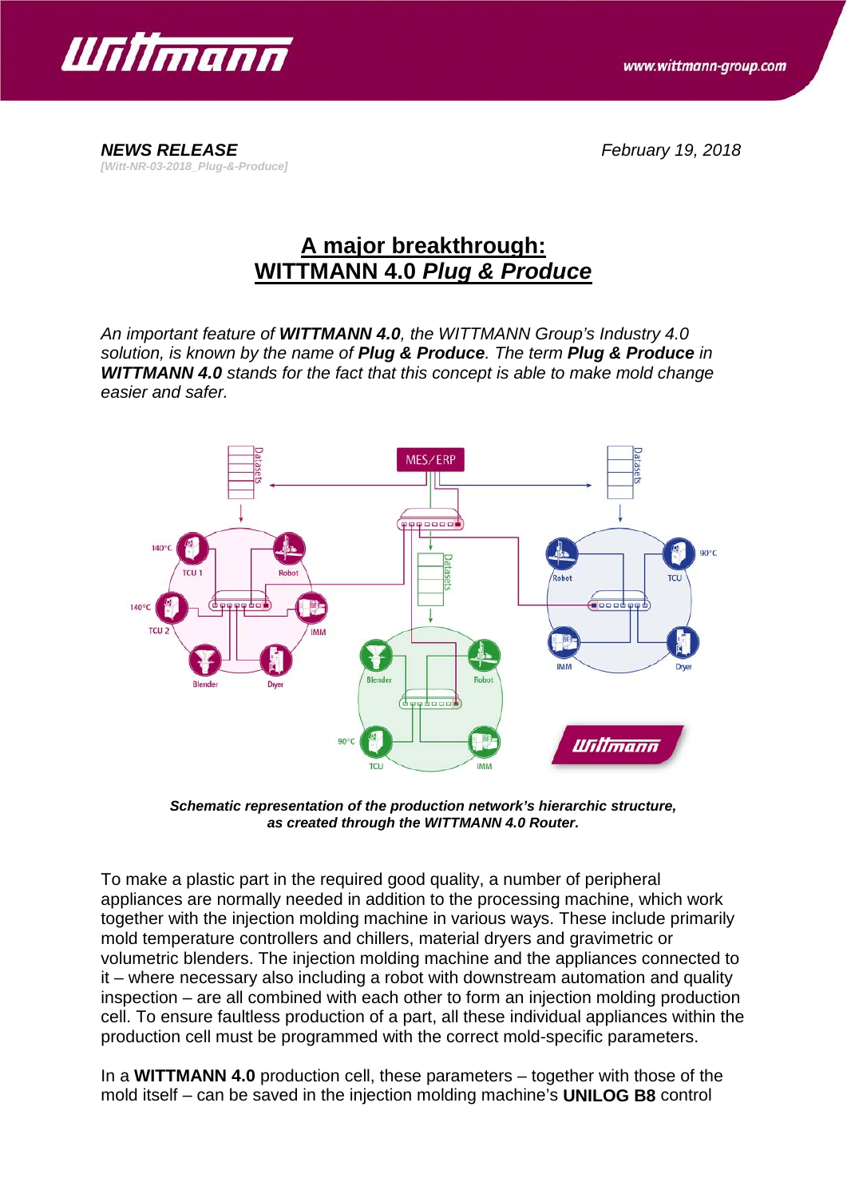***NEWS RELEASE***

*[Witt-NR-03-2018_Plug-&-Produce]*

*February 19, 2018*

# A major breakthrough: WITTMANN 4.0 *Plug & Produce*

*An important feature of **WITTMANN 4.0**, the WITTMANN Group's Industry 4.0 solution, is known by the name of **Plug & Produce**. The term **Plug & Produce** in **WITTMANN 4.0** stands for the fact that this concept is able to make mold change easier and safer.*

***Schematic representation of the production network's hierarchic structure, as created through the WITTMANN 4.0 Router.***

To make a plastic part in the required good quality, a number of peripheral appliances are normally needed in addition to the processing machine, which work together with the injection molding machine in various ways. These include primarily mold temperature controllers and chillers, material dryers and gravimetric or volumetric blenders. The injection molding machine and the appliances connected to it – where necessary also including a robot with downstream automation and quality inspection – are all combined with each other to form an injection molding production cell. To ensure faultless production of a part, all these individual appliances within the production cell must be programmed with the correct mold-specific parameters.

In a **WITTMANN 4.0** production cell, these parameters – together with those of the mold itself – can be saved in the injection molding machine's **UNILOG B8** control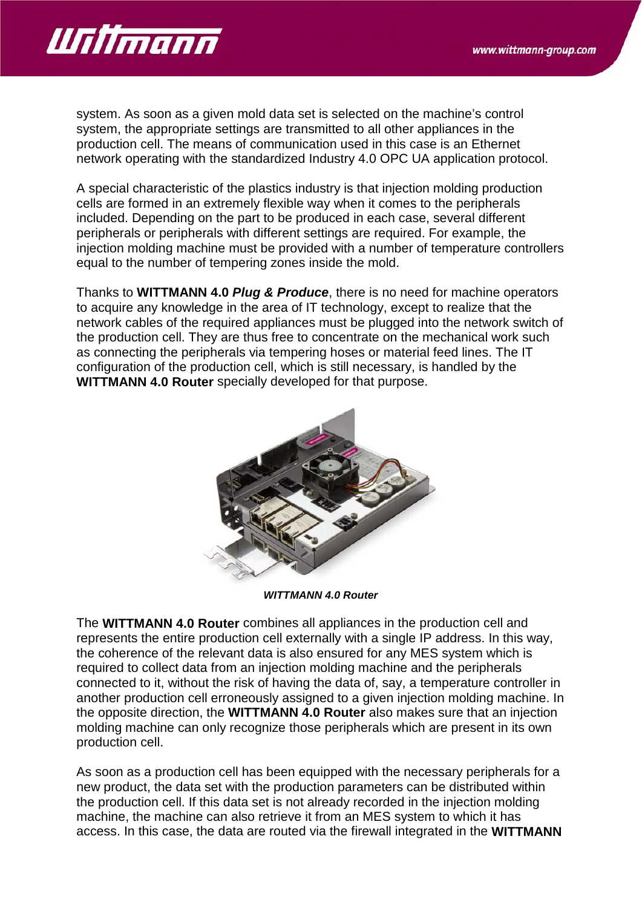system. As soon as a given mold data set is selected on the machine's control system, the appropriate settings are transmitted to all other appliances in the production cell. The means of communication used in this case is an Ethernet network operating with the standardized Industry 4.0 OPC UA application protocol.

A special characteristic of the plastics industry is that injection molding production cells are formed in an extremely flexible way when it comes to the peripherals included. Depending on the part to be produced in each case, several different peripherals or peripherals with different settings are required. For example, the injection molding machine must be provided with a number of temperature controllers equal to the number of tempering zones inside the mold.

Thanks to **WITTMANN 4.0 *Plug & Produce***, there is no need for machine operators to acquire any knowledge in the area of IT technology, except to realize that the network cables of the required appliances must be plugged into the network switch of the production cell. They are thus free to concentrate on the mechanical work such as connecting the peripherals via tempering hoses or material feed lines. The IT configuration of the production cell, which is still necessary, is handled by the **WITTMANN 4.0 Router** specially developed for that purpose.

***WITTMANN 4.0 Router***

The **WITTMANN 4.0 Router** combines all appliances in the production cell and represents the entire production cell externally with a single IP address. In this way, the coherence of the relevant data is also ensured for any MES system which is required to collect data from an injection molding machine and the peripherals connected to it, without the risk of having the data of, say, a temperature controller in another production cell erroneously assigned to a given injection molding machine. In the opposite direction, the **WITTMANN 4.0 Router** also makes sure that an injection molding machine can only recognize those peripherals which are present in its own production cell.

As soon as a production cell has been equipped with the necessary peripherals for a new product, the data set with the production parameters can be distributed within the production cell. If this data set is not already recorded in the injection molding machine, the machine can also retrieve it from an MES system to which it has access. In this case, the data are routed via the firewall integrated in the **WITTMANN**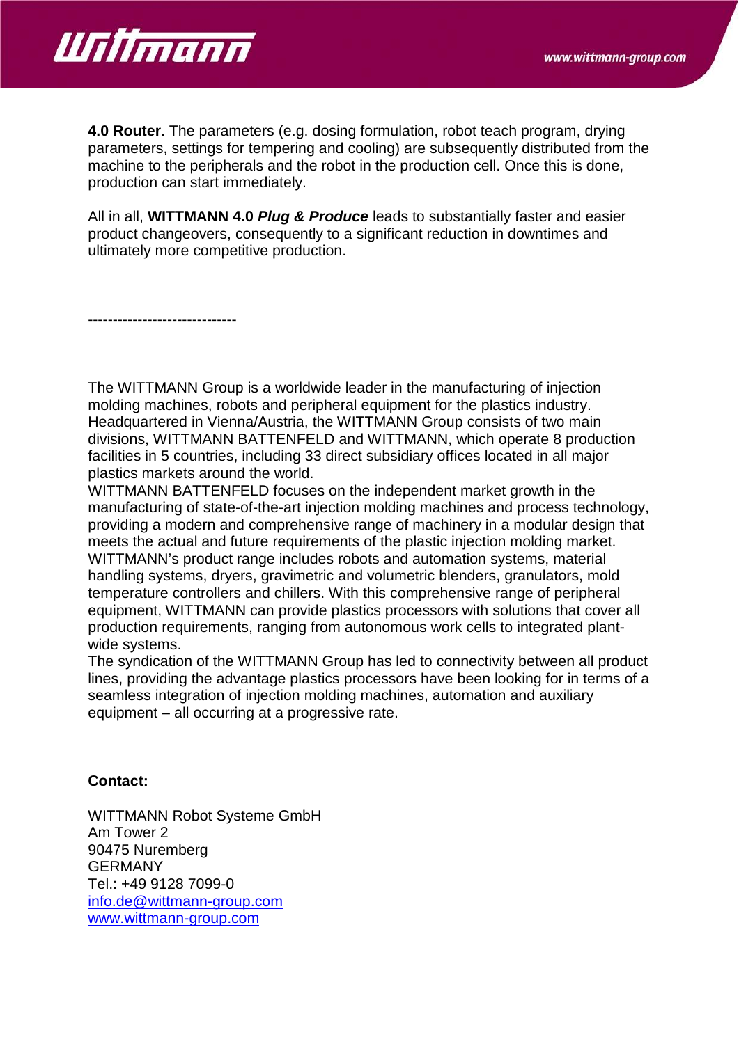**4.0 Router**. The parameters (e.g. dosing formulation, robot teach program, drying parameters, settings for tempering and cooling) are subsequently distributed from the machine to the peripherals and the robot in the production cell. Once this is done, production can start immediately.

All in all, **WITTMANN 4.0 *Plug & Produce*** leads to substantially faster and easier product changeovers, consequently to a significant reduction in downtimes and ultimately more competitive production.

------------------------------

The WITTMANN Group is a worldwide leader in the manufacturing of injection molding machines, robots and peripheral equipment for the plastics industry. Headquartered in Vienna/Austria, the WITTMANN Group consists of two main divisions, WITTMANN BATTENFELD and WITTMANN, which operate 8 production facilities in 5 countries, including 33 direct subsidiary offices located in all major plastics markets around the world.
WITTMANN BATTENFELD focuses on the independent market growth in the manufacturing of state-of-the-art injection molding machines and process technology, providing a modern and comprehensive range of machinery in a modular design that meets the actual and future requirements of the plastic injection molding market.
WITTMANN's product range includes robots and automation systems, material handling systems, dryers, gravimetric and volumetric blenders, granulators, mold temperature controllers and chillers. With this comprehensive range of peripheral equipment, WITTMANN can provide plastics processors with solutions that cover all production requirements, ranging from autonomous work cells to integrated plant-wide systems.
The syndication of the WITTMANN Group has led to connectivity between all product lines, providing the advantage plastics processors have been looking for in terms of a seamless integration of injection molding machines, automation and auxiliary equipment – all occurring at a progressive rate.

**Contact:**

WITTMANN Robot Systeme GmbH
Am Tower 2
90475 Nuremberg
GERMANY
Tel.: +49 9128 7099-0
info.de@wittmann-group.com
www.wittmann-group.com